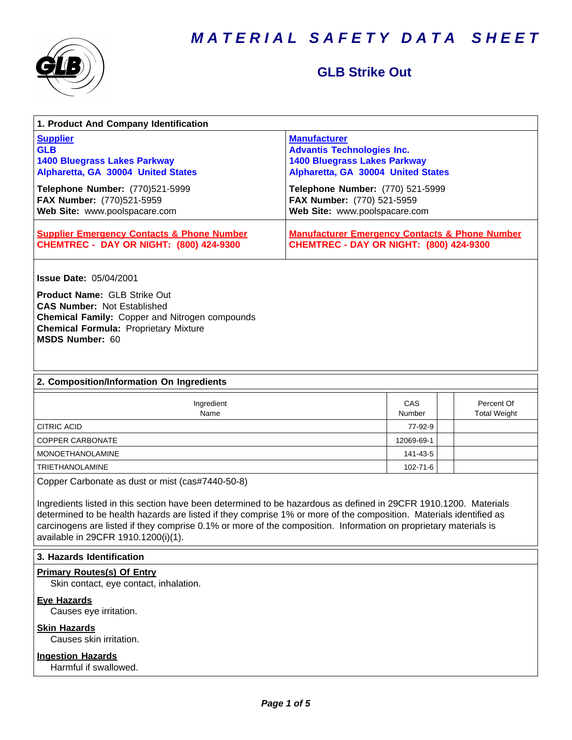# MATERIAL SAFETY DATA SHEET

## GLB Strike Out

### 1. Product And Company Identification

| **Supplier** | **Manufacturer** |
|---|---|
| **GLB**<br>**1400 Bluegrass Lakes Parkway**<br>**Alpharetta, GA 30004 United States** | **Advantis Technologies Inc.**<br>**1400 Bluegrass Lakes Parkway**<br>**Alpharetta, GA 30004 United States** |
| **Telephone Number:** (770)521-5999<br>**FAX Number:** (770)521-5959<br>**Web Site:** www.poolspacare.com | **Telephone Number:** (770) 521-5999<br>**FAX Number:** (770) 521-5959<br>**Web Site:** www.poolspacare.com |
| **Supplier Emergency Contacts & Phone Number**<br>**CHEMTREC - DAY OR NIGHT: (800) 424-9300** | **Manufacturer Emergency Contacts & Phone Number**<br>**CHEMTREC - DAY OR NIGHT: (800) 424-9300** |

**Issue Date:** 05/04/2001

**Product Name:** GLB Strike Out
**CAS Number:** Not Established
**Chemical Family:** Copper and Nitrogen compounds
**Chemical Formula:** Proprietary Mixture
**MSDS Number:** 60

### 2. Composition/Information On Ingredients

| Ingredient Name | CAS Number | | Percent Of Total Weight |
|---|---|---|---|
| CITRIC ACID | 77-92-9 | | |
| COPPER CARBONATE | 12069-69-1 | | |
| MONOETHANOLAMINE | 141-43-5 | | |
| TRIETHANOLAMINE | 102-71-6 | | |

Copper Carbonate as dust or mist (cas#7440-50-8)

Ingredients listed in this section have been determined to be hazardous as defined in 29CFR 1910.1200. Materials determined to be health hazards are listed if they comprise 1% or more of the composition. Materials identified as carcinogens are listed if they comprise 0.1% or more of the composition. Information on proprietary materials is available in 29CFR 1910.1200(i)(1).

### 3. Hazards Identification

**Primary Routes(s) Of Entry**
Skin contact, eye contact, inhalation.

**Eye Hazards**
Causes eye irritation.

**Skin Hazards**
Causes skin irritation.

**Ingestion Hazards**
Harmful if swallowed.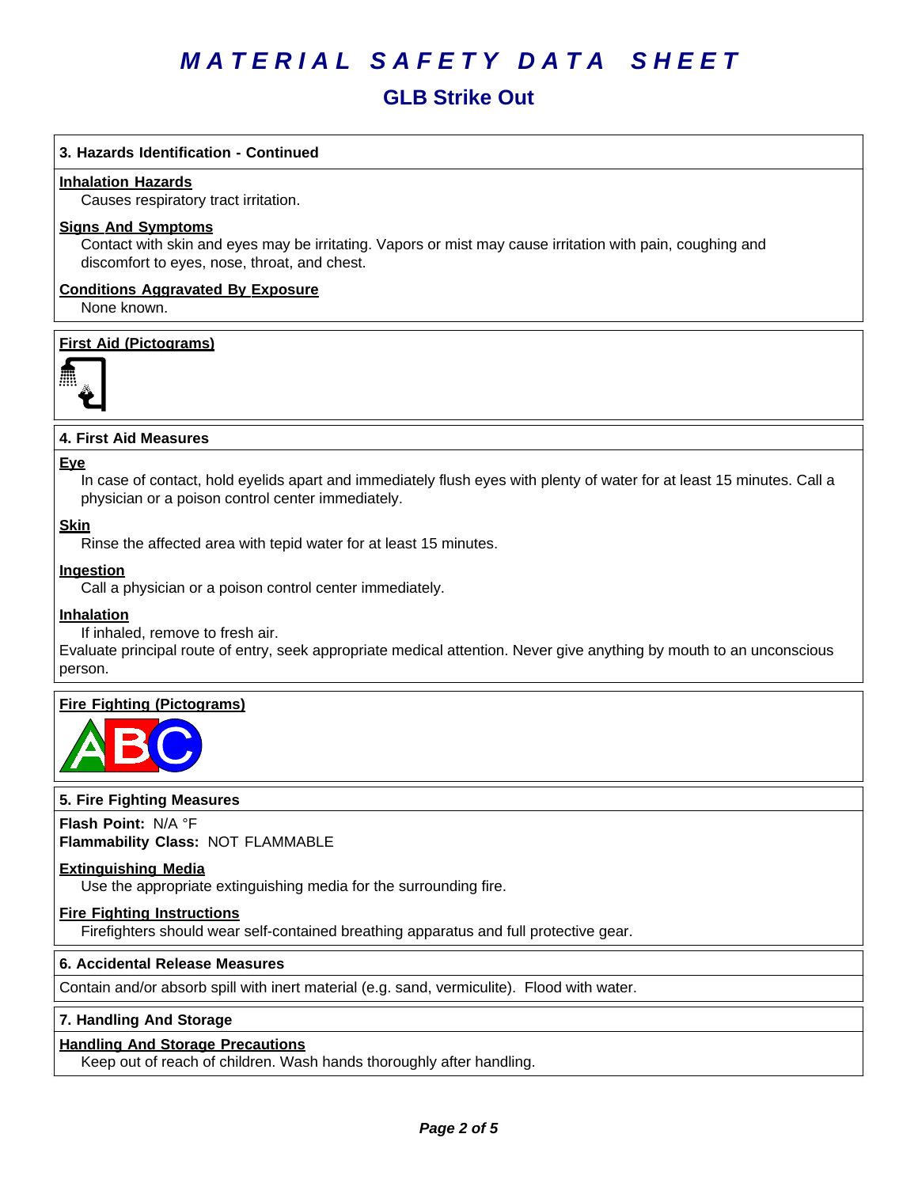# MATERIAL SAFETY DATA SHEET

## GLB Strike Out

### 3. Hazards Identification - Continued

**Inhalation Hazards**

Causes respiratory tract irritation.

**Signs And Symptoms**

Contact with skin and eyes may be irritating. Vapors or mist may cause irritation with pain, coughing and discomfort to eyes, nose, throat, and chest.

**Conditions Aggravated By Exposure**

None known.

**First Aid (Pictograms)**

### 4. First Aid Measures

**Eye**

In case of contact, hold eyelids apart and immediately flush eyes with plenty of water for at least 15 minutes. Call a physician or a poison control center immediately.

**Skin**

Rinse the affected area with tepid water for at least 15 minutes.

**Ingestion**

Call a physician or a poison control center immediately.

**Inhalation**

If inhaled, remove to fresh air.

Evaluate principal route of entry, seek appropriate medical attention. Never give anything by mouth to an unconscious person.

**Fire Fighting (Pictograms)**

### 5. Fire Fighting Measures

**Flash Point:** N/A °F

**Flammability Class:** NOT FLAMMABLE

**Extinguishing Media**

Use the appropriate extinguishing media for the surrounding fire.

**Fire Fighting Instructions**

Firefighters should wear self-contained breathing apparatus and full protective gear.

### 6. Accidental Release Measures

Contain and/or absorb spill with inert material (e.g. sand, vermiculite). Flood with water.

### 7. Handling And Storage

**Handling And Storage Precautions**

Keep out of reach of children. Wash hands thoroughly after handling.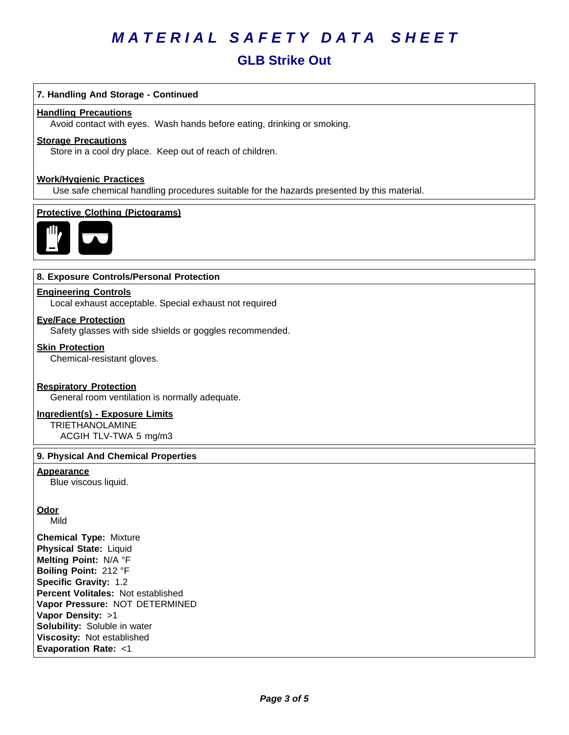# MATERIAL SAFETY DATA SHEET

## GLB Strike Out

### 7. Handling And Storage - Continued

**Handling Precautions**

Avoid contact with eyes. Wash hands before eating, drinking or smoking.

**Storage Precautions**

Store in a cool dry place. Keep out of reach of children.

**Work/Hygienic Practices**

Use safe chemical handling procedures suitable for the hazards presented by this material.

**Protective Clothing (Pictograms)**

### 8. Exposure Controls/Personal Protection

**Engineering Controls**

Local exhaust acceptable. Special exhaust not required

**Eye/Face Protection**

Safety glasses with side shields or goggles recommended.

**Skin Protection**

Chemical-resistant gloves.

**Respiratory Protection**

General room ventilation is normally adequate.

**Ingredient(s) - Exposure Limits**

TRIETHANOLAMINE
ACGIH TLV-TWA 5 mg/m3

### 9. Physical And Chemical Properties

**Appearance**

Blue viscous liquid.

**Odor**

Mild

**Chemical Type:** Mixture
**Physical State:** Liquid
**Melting Point:** N/A °F
**Boiling Point:** 212 °F
**Specific Gravity:** 1.2
**Percent Volitales:** Not established
**Vapor Pressure:** NOT DETERMINED
**Vapor Density:** >1
**Solubility:** Soluble in water
**Viscosity:** Not established
**Evaporation Rate:** <1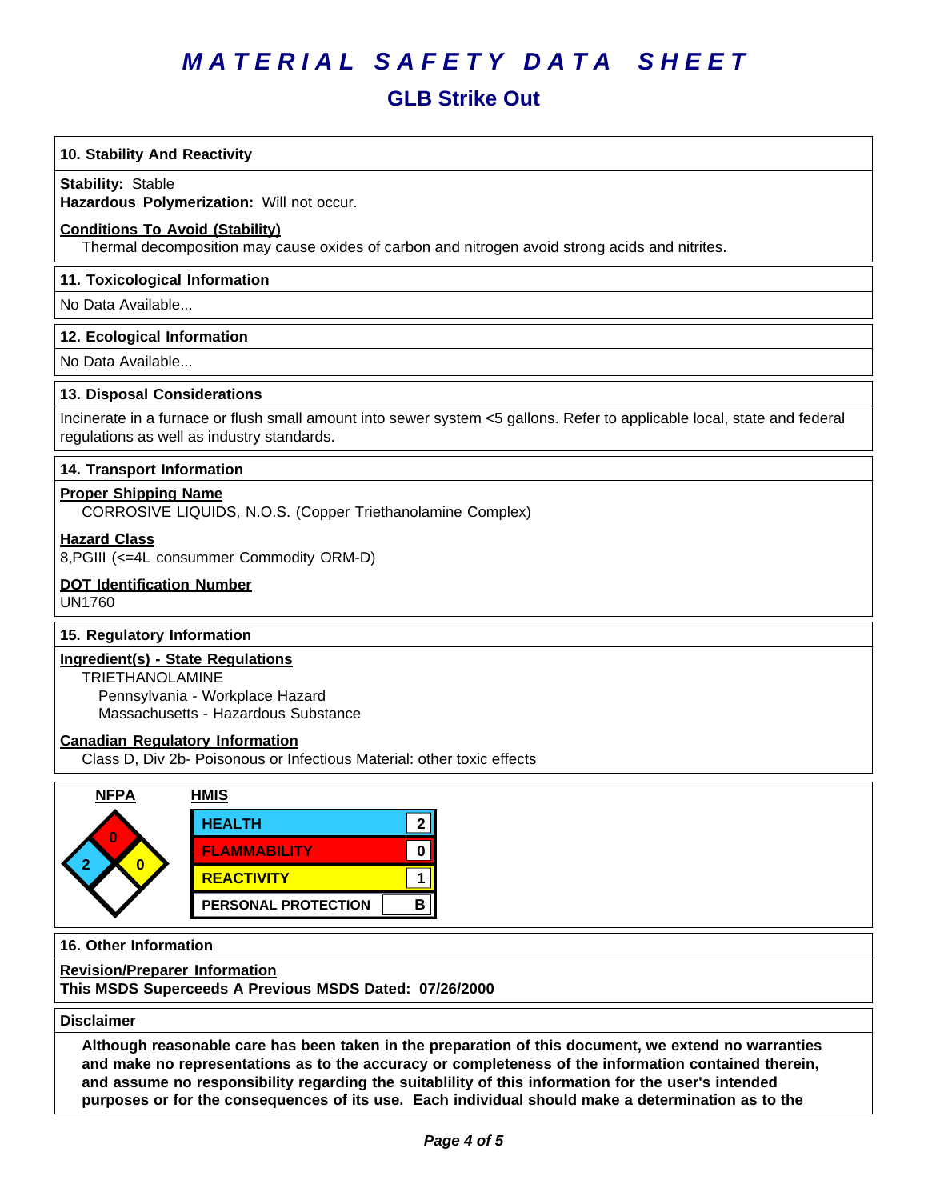# MATERIAL SAFETY DATA SHEET

## GLB Strike Out

### 10. Stability And Reactivity

**Stability:** Stable
**Hazardous Polymerization:** Will not occur.

**Conditions To Avoid (Stability)**
Thermal decomposition may cause oxides of carbon and nitrogen avoid strong acids and nitrites.

### 11. Toxicological Information

No Data Available...

### 12. Ecological Information

No Data Available...

### 13. Disposal Considerations

Incinerate in a furnace or flush small amount into sewer system <5 gallons. Refer to applicable local, state and federal regulations as well as industry standards.

### 14. Transport Information

**Proper Shipping Name**
CORROSIVE LIQUIDS, N.O.S. (Copper Triethanolamine Complex)

**Hazard Class**
8,PGIII (<=4L consummer Commodity ORM-D)

**DOT Identification Number**
UN1760

### 15. Regulatory Information

**Ingredient(s) - State Regulations**
TRIETHANOLAMINE
Pennsylvania - Workplace Hazard
Massachusetts - Hazardous Substance

**Canadian Regulatory Information**
Class D, Div 2b- Poisonous or Infectious Material: other toxic effects

**NFPA**

| Health | Flammability | Reactivity | Special |
|---|---|---|---|
| 2 | 0 | 0 | |

**HMIS**

| | |
|---|---|
| HEALTH | 2 |
| FLAMMABILITY | 0 |
| REACTIVITY | 1 |
| PERSONAL PROTECTION | B |

### 16. Other Information

**Revision/Preparer Information**
**This MSDS Superceeds A Previous MSDS Dated: 07/26/2000**

### Disclaimer

**Although reasonable care has been taken in the preparation of this document, we extend no warranties and make no representations as to the accuracy or completeness of the information contained therein, and assume no responsibility regarding the suitablility of this information for the user's intended purposes or for the consequences of its use. Each individual should make a determination as to the**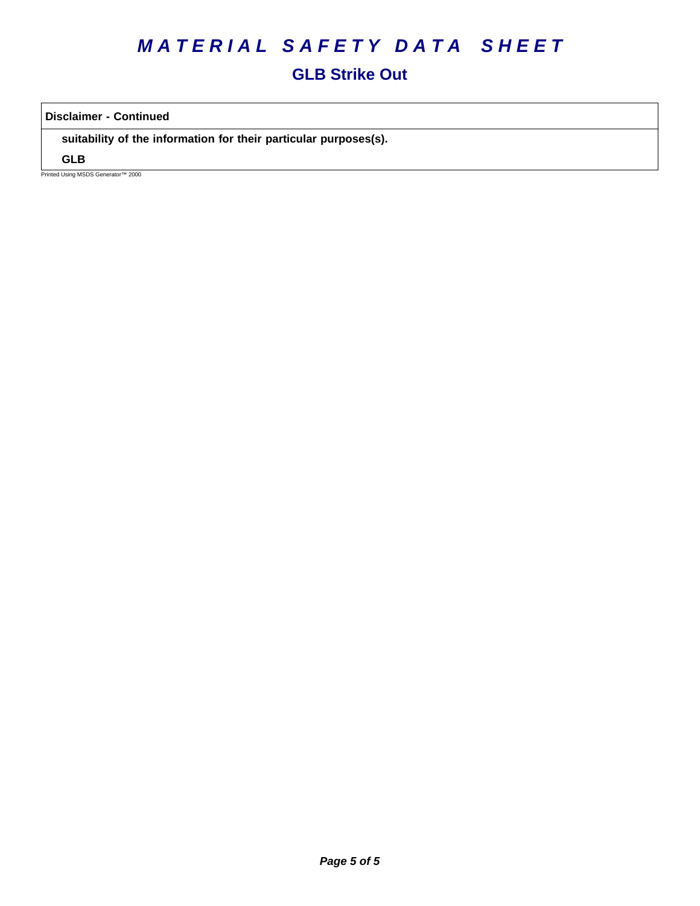**Disclaimer - Continued**

**suitability of the information for their particular purposes(s).**

**GLB**

Printed Using MSDS Generator™ 2000